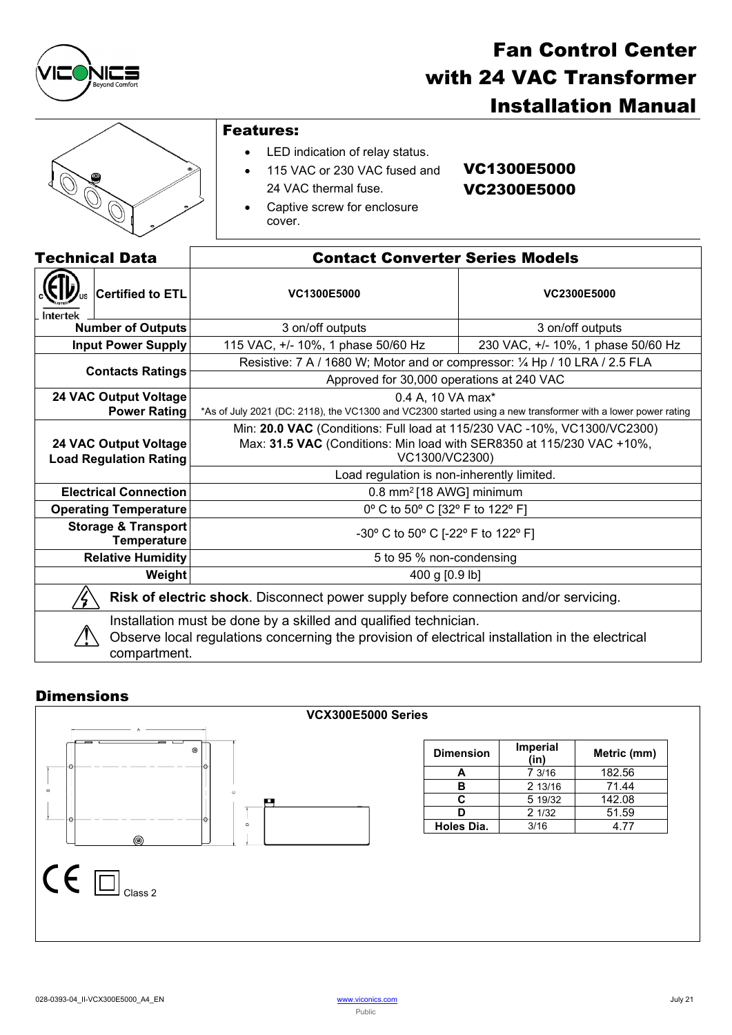# Fan Control Center with 24 VAC Transformer Installation Manual

## Features:

- LED indication of relay status.
- 115 VAC or 230 VAC fused and 24 VAC thermal fuse.
- Captive screw for enclosure cover.

**VC1300E5000**
**VC2300E5000**

## Technical Data

| Technical Data | Contact Converter Series Models | |
|---|---|---|
| Certified to ETL | **VC1300E5000** | **VC2300E5000** |
| **Number of Outputs** | 3 on/off outputs | 3 on/off outputs |
| **Input Power Supply** | 115 VAC, +/- 10%, 1 phase 50/60 Hz | 230 VAC, +/- 10%, 1 phase 50/60 Hz |
| **Contacts Ratings** | Resistive: 7 A / 1680 W; Motor and or compressor: ¼ Hp / 10 LRA / 2.5 FLA | |
| | Approved for 30,000 operations at 240 VAC | |
| **24 VAC Output Voltage Power Rating** | 0.4 A, 10 VA max* *As of July 2021 (DC: 2118), the VC1300 and VC2300 started using a new transformer with a lower power rating | |
| **24 VAC Output Voltage Load Regulation Rating** | Min: **20.0 VAC** (Conditions: Full load at 115/230 VAC -10%, VC1300/VC2300) Max: **31.5 VAC** (Conditions: Min load with SER8350 at 115/230 VAC +10%, VC1300/VC2300) | |
| | Load regulation is non-inherently limited. | |
| **Electrical Connection** | 0.8 mm² [18 AWG] minimum | |
| **Operating Temperature** | 0º C to 50º C [32º F to 122º F] | |
| **Storage & Transport Temperature** | -30º C to 50º C [-22º F to 122º F] | |
| **Relative Humidity** | 5 to 95 % non-condensing | |
| **Weight** | 400 g [0.9 lb] | |

**Risk of electric shock**. Disconnect power supply before connection and/or servicing.

Installation must be done by a skilled and qualified technician.
Observe local regulations concerning the provision of electrical installation in the electrical compartment.

## Dimensions

**VCX300E5000 Series**

| Dimension | Imperial (in) | Metric (mm) |
|---|---|---|
| **A** | 7 3/16 | 182.56 |
| **B** | 2 13/16 | 71.44 |
| **C** | 5 19/32 | 142.08 |
| **D** | 2 1/32 | 51.59 |
| **Holes Dia.** | 3/16 | 4.77 |

Class 2

028-0393-04_II-VCX300E5000_A4_EN www.viconics.com July 21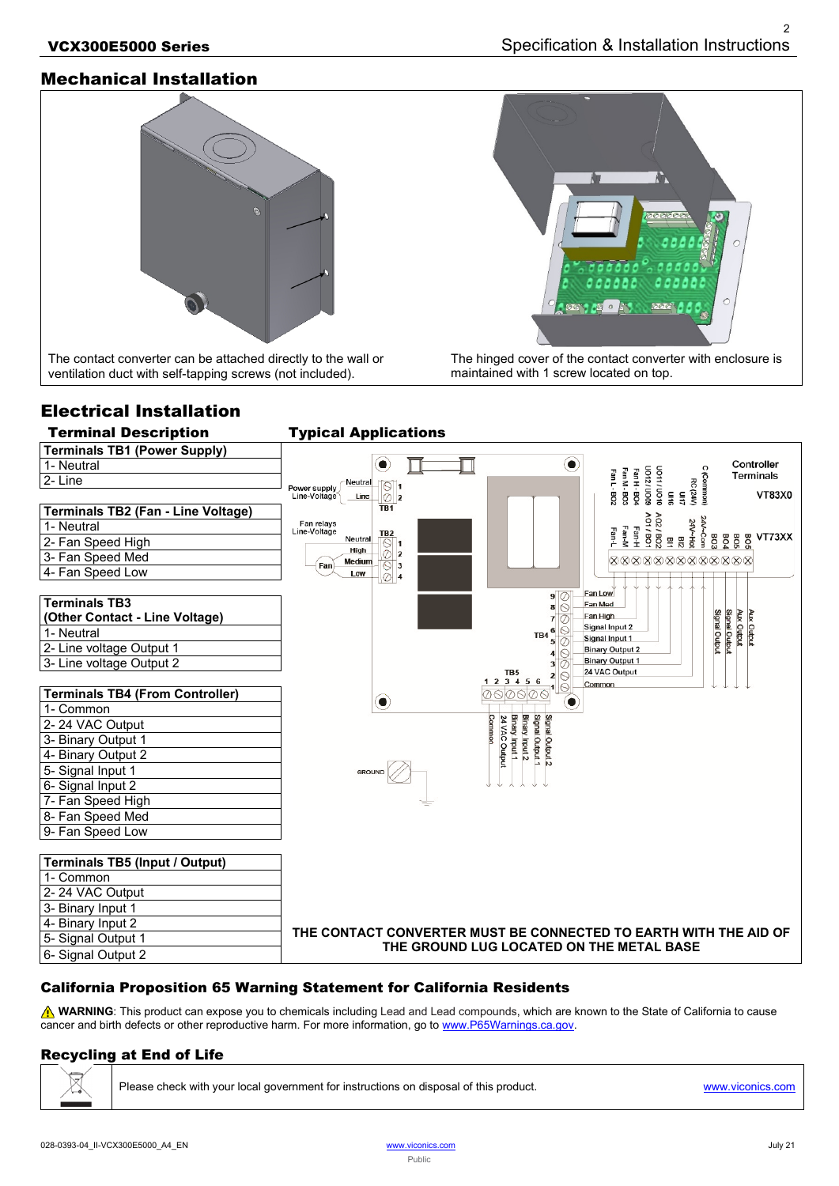## Mechanical Installation

The contact converter can be attached directly to the wall or ventilation duct with self-tapping screws (not included).

The hinged cover of the contact converter with enclosure is maintained with 1 screw located on top.

## Electrical Installation

### Terminal Description

| Terminals TB1 (Power Supply) |
|---|
| 1- Neutral |
| 2- Line |

| Terminals TB2 (Fan - Line Voltage) |
|---|
| 1- Neutral |
| 2- Fan Speed High |
| 3- Fan Speed Med |
| 4- Fan Speed Low |

| Terminals TB3 (Other Contact - Line Voltage) |
|---|
| 1- Neutral |
| 2- Line voltage Output 1 |
| 3- Line voltage Output 2 |

| Terminals TB4 (From Controller) |
|---|
| 1- Common |
| 2- 24 VAC Output |
| 3- Binary Output 1 |
| 4- Binary Output 2 |
| 5- Signal Input 1 |
| 6- Signal Input 2 |
| 7- Fan Speed High |
| 8- Fan Speed Med |
| 9- Fan Speed Low |

| Terminals TB5 (Input / Output) |
|---|
| 1- Common |
| 2- 24 VAC Output |
| 3- Binary Input 1 |
| 4- Binary Input 2 |
| 5- Signal Output 1 |
| 6- Signal Output 2 |

### Typical Applications

Controller Terminals
VT83X0
VT73XX
Fan L - BO2
Fan M - BO3
Fan H - BO4
UO12 / UO9
UO11 / UO10
UI6
UI7
RC (24V)
C (Common)
Fan-L
Fan-M
Fan-H
AO1 / BO1
AO2 / BO2
BI1
BI2
24V~Hot
24V~Com
BO3
BO4
BO5
BO5
Power supply Line-Voltage
Neutral
Line
TB1
Fan relays Line-Voltage
Neutral
High
Medium
Low
Fan
TB2
TB4
Fan Low
Fan Med
Fan High
Signal Input 2
Signal Input 1
Binary Output 2
Binary Output 1
24 VAC Output
Common
Signal Output
Signal Output
Aux. Output
Aux. Output
TB5
Common
24 VAC Output
Binary Input 1
Binary Input 2
Signal Output 1
Signal Output 2
GROUND

**THE CONTACT CONVERTER MUST BE CONNECTED TO EARTH WITH THE AID OF THE GROUND LUG LOCATED ON THE METAL BASE**

## California Proposition 65 Warning Statement for California Residents

⚠ **WARNING**: This product can expose you to chemicals including Lead and Lead compounds, which are known to the State of California to cause cancer and birth defects or other reproductive harm. For more information, go to www.P65Warnings.ca.gov.

## Recycling at End of Life

Please check with your local government for instructions on disposal of this product. www.viconics.com